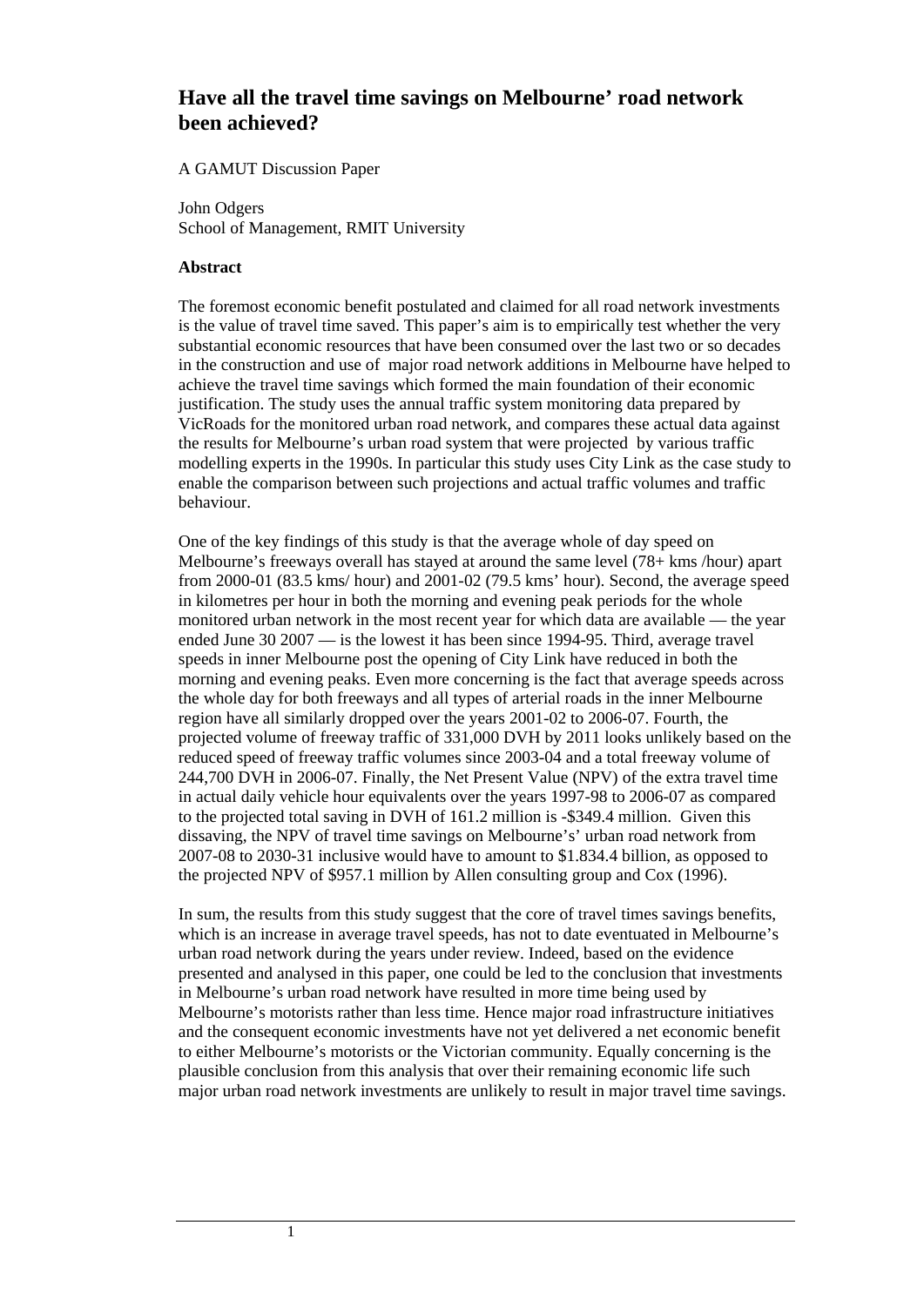# Have all the travel time savings on Melbourne' road network been achieved?

A GAMUT Discussion Paper

John Odgers
School of Management, RMIT University

**Abstract**

The foremost economic benefit postulated and claimed for all road network investments is the value of travel time saved. This paper's aim is to empirically test whether the very substantial economic resources that have been consumed over the last two or so decades in the construction and use of major road network additions in Melbourne have helped to achieve the travel time savings which formed the main foundation of their economic justification. The study uses the annual traffic system monitoring data prepared by VicRoads for the monitored urban road network, and compares these actual data against the results for Melbourne's urban road system that were projected by various traffic modelling experts in the 1990s. In particular this study uses City Link as the case study to enable the comparison between such projections and actual traffic volumes and traffic behaviour.

One of the key findings of this study is that the average whole of day speed on Melbourne's freeways overall has stayed at around the same level (78+ kms /hour) apart from 2000-01 (83.5 kms/ hour) and 2001-02 (79.5 kms' hour). Second, the average speed in kilometres per hour in both the morning and evening peak periods for the whole monitored urban network in the most recent year for which data are available — the year ended June 30 2007 — is the lowest it has been since 1994-95. Third, average travel speeds in inner Melbourne post the opening of City Link have reduced in both the morning and evening peaks. Even more concerning is the fact that average speeds across the whole day for both freeways and all types of arterial roads in the inner Melbourne region have all similarly dropped over the years 2001-02 to 2006-07. Fourth, the projected volume of freeway traffic of 331,000 DVH by 2011 looks unlikely based on the reduced speed of freeway traffic volumes since 2003-04 and a total freeway volume of 244,700 DVH in 2006-07. Finally, the Net Present Value (NPV) of the extra travel time in actual daily vehicle hour equivalents over the years 1997-98 to 2006-07 as compared to the projected total saving in DVH of 161.2 million is -$349.4 million. Given this dissaving, the NPV of travel time savings on Melbourne's' urban road network from 2007-08 to 2030-31 inclusive would have to amount to $1.834.4 billion, as opposed to the projected NPV of $957.1 million by Allen consulting group and Cox (1996).

In sum, the results from this study suggest that the core of travel times savings benefits, which is an increase in average travel speeds, has not to date eventuated in Melbourne's urban road network during the years under review. Indeed, based on the evidence presented and analysed in this paper, one could be led to the conclusion that investments in Melbourne's urban road network have resulted in more time being used by Melbourne's motorists rather than less time. Hence major road infrastructure initiatives and the consequent economic investments have not yet delivered a net economic benefit to either Melbourne's motorists or the Victorian community. Equally concerning is the plausible conclusion from this analysis that over their remaining economic life such major urban road network investments are unlikely to result in major travel time savings.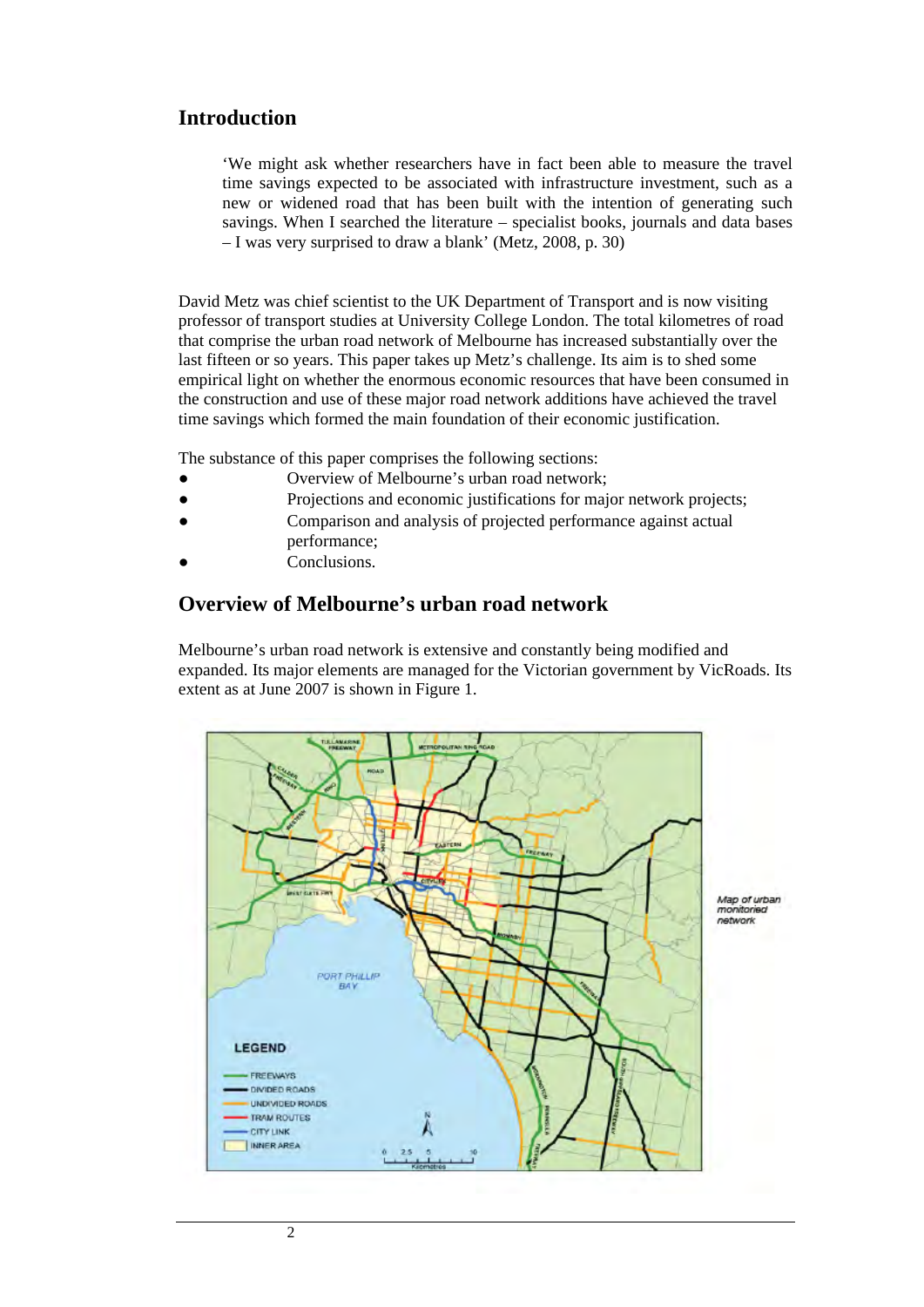## Introduction

> 'We might ask whether researchers have in fact been able to measure the travel time savings expected to be associated with infrastructure investment, such as a new or widened road that has been built with the intention of generating such savings. When I searched the literature – specialist books, journals and data bases – I was very surprised to draw a blank' (Metz, 2008, p. 30)

David Metz was chief scientist to the UK Department of Transport and is now visiting professor of transport studies at University College London. The total kilometres of road that comprise the urban road network of Melbourne has increased substantially over the last fifteen or so years. This paper takes up Metz's challenge. Its aim is to shed some empirical light on whether the enormous economic resources that have been consumed in the construction and use of these major road network additions have achieved the travel time savings which formed the main foundation of their economic justification.

The substance of this paper comprises the following sections:

- Overview of Melbourne's urban road network;
- Projections and economic justifications for major network projects;
- Comparison and analysis of projected performance against actual performance;
- Conclusions.

## Overview of Melbourne's urban road network

Melbourne's urban road network is extensive and constantly being modified and expanded. Its major elements are managed for the Victorian government by VicRoads. Its extent as at June 2007 is shown in Figure 1.

*Map of urban monitored network*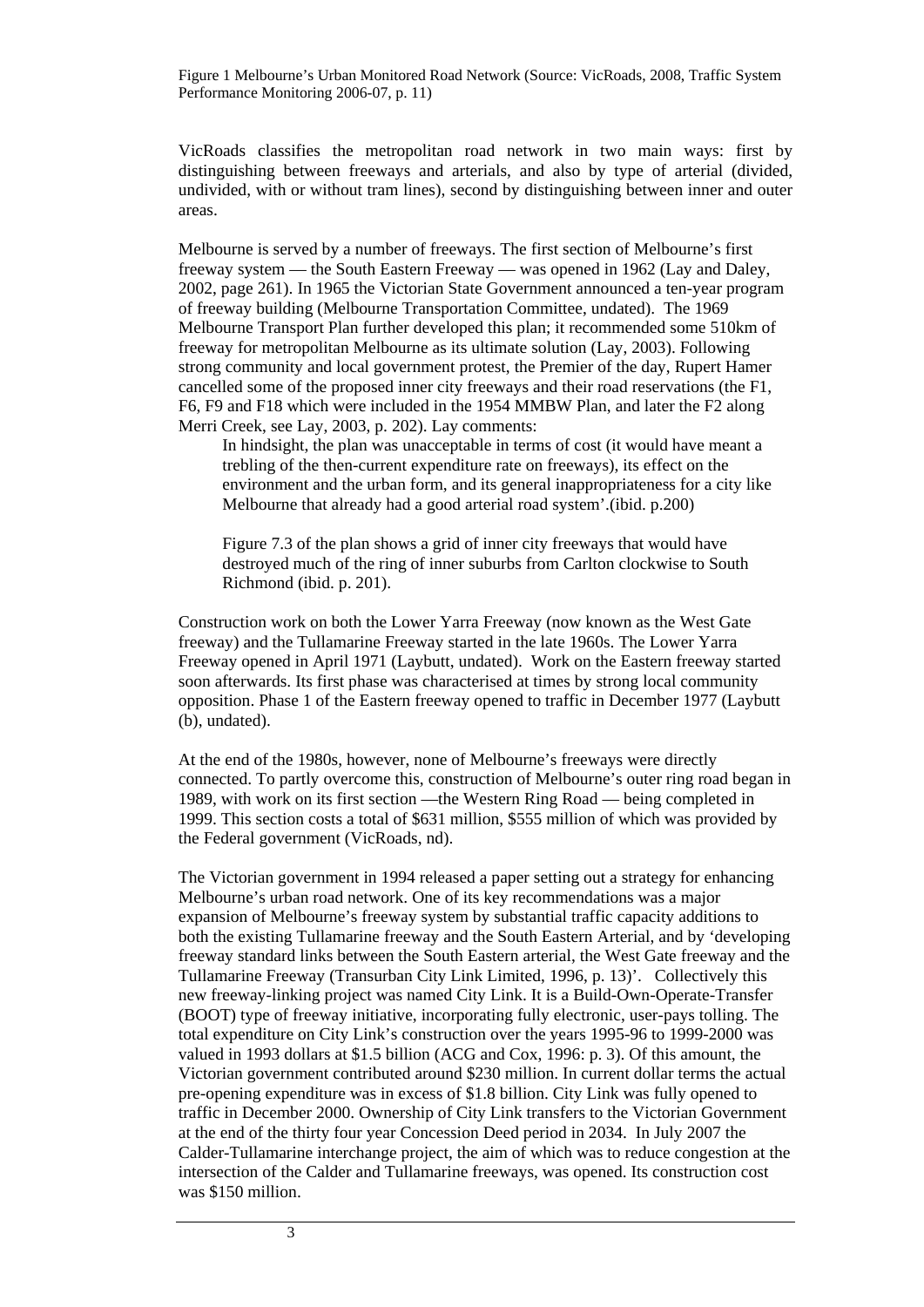Figure 1 Melbourne's Urban Monitored Road Network (Source: VicRoads, 2008, Traffic System Performance Monitoring 2006-07, p. 11)

VicRoads classifies the metropolitan road network in two main ways: first by distinguishing between freeways and arterials, and also by type of arterial (divided, undivided, with or without tram lines), second by distinguishing between inner and outer areas.

Melbourne is served by a number of freeways. The first section of Melbourne's first freeway system — the South Eastern Freeway — was opened in 1962 (Lay and Daley, 2002, page 261). In 1965 the Victorian State Government announced a ten-year program of freeway building (Melbourne Transportation Committee, undated). The 1969 Melbourne Transport Plan further developed this plan; it recommended some 510km of freeway for metropolitan Melbourne as its ultimate solution (Lay, 2003). Following strong community and local government protest, the Premier of the day, Rupert Hamer cancelled some of the proposed inner city freeways and their road reservations (the F1, F6, F9 and F18 which were included in the 1954 MMBW Plan, and later the F2 along Merri Creek, see Lay, 2003, p. 202). Lay comments:

> In hindsight, the plan was unacceptable in terms of cost (it would have meant a trebling of the then-current expenditure rate on freeways), its effect on the environment and the urban form, and its general inappropriateness for a city like Melbourne that already had a good arterial road system'.(ibid. p.200)
>
> Figure 7.3 of the plan shows a grid of inner city freeways that would have destroyed much of the ring of inner suburbs from Carlton clockwise to South Richmond (ibid. p. 201).

Construction work on both the Lower Yarra Freeway (now known as the West Gate freeway) and the Tullamarine Freeway started in the late 1960s. The Lower Yarra Freeway opened in April 1971 (Laybutt, undated). Work on the Eastern freeway started soon afterwards. Its first phase was characterised at times by strong local community opposition. Phase 1 of the Eastern freeway opened to traffic in December 1977 (Laybutt (b), undated).

At the end of the 1980s, however, none of Melbourne's freeways were directly connected. To partly overcome this, construction of Melbourne's outer ring road began in 1989, with work on its first section —the Western Ring Road — being completed in 1999. This section costs a total of $631 million, $555 million of which was provided by the Federal government (VicRoads, nd).

The Victorian government in 1994 released a paper setting out a strategy for enhancing Melbourne's urban road network. One of its key recommendations was a major expansion of Melbourne's freeway system by substantial traffic capacity additions to both the existing Tullamarine freeway and the South Eastern Arterial, and by 'developing freeway standard links between the South Eastern arterial, the West Gate freeway and the Tullamarine Freeway (Transurban City Link Limited, 1996, p. 13)'. Collectively this new freeway-linking project was named City Link. It is a Build-Own-Operate-Transfer (BOOT) type of freeway initiative, incorporating fully electronic, user-pays tolling. The total expenditure on City Link's construction over the years 1995-96 to 1999-2000 was valued in 1993 dollars at $1.5 billion (ACG and Cox, 1996: p. 3). Of this amount, the Victorian government contributed around $230 million. In current dollar terms the actual pre-opening expenditure was in excess of $1.8 billion. City Link was fully opened to traffic in December 2000. Ownership of City Link transfers to the Victorian Government at the end of the thirty four year Concession Deed period in 2034. In July 2007 the Calder-Tullamarine interchange project, the aim of which was to reduce congestion at the intersection of the Calder and Tullamarine freeways, was opened. Its construction cost was $150 million.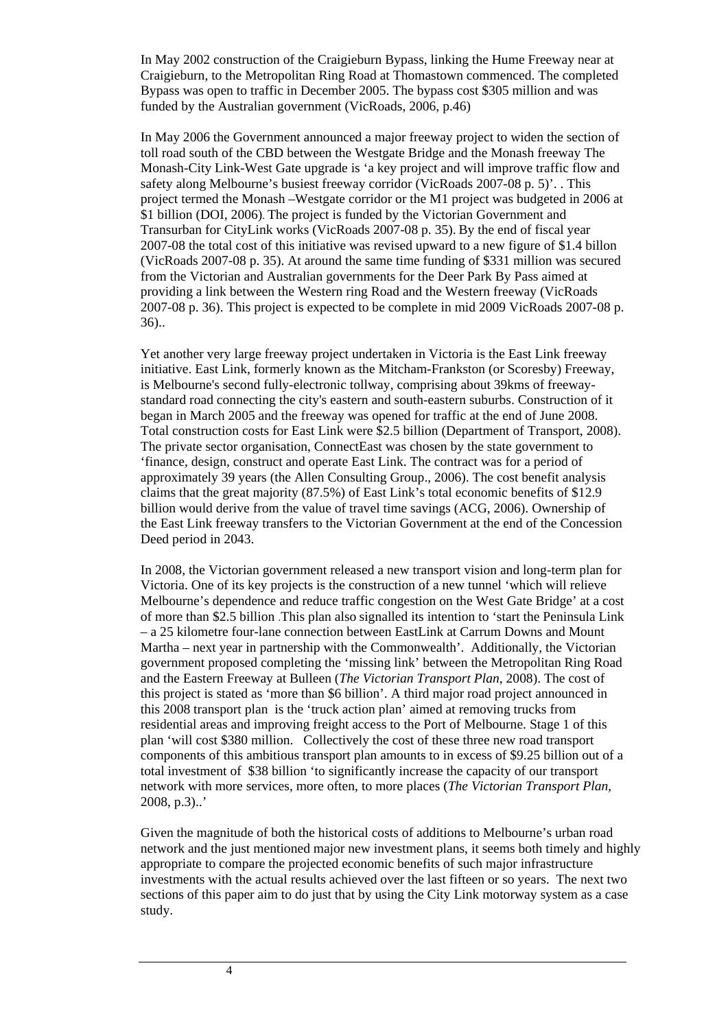In May 2002 construction of the Craigieburn Bypass, linking the Hume Freeway near at Craigieburn, to the Metropolitan Ring Road at Thomastown commenced. The completed Bypass was open to traffic in December 2005. The bypass cost $305 million and was funded by the Australian government (VicRoads, 2006, p.46)

In May 2006 the Government announced a major freeway project to widen the section of toll road south of the CBD between the Westgate Bridge and the Monash freeway The Monash-City Link-West Gate upgrade is 'a key project and will improve traffic flow and safety along Melbourne's busiest freeway corridor (VicRoads 2007-08 p. 5)'. . This project termed the Monash –Westgate corridor or the M1 project was budgeted in 2006 at $1 billion (DOI, 2006). The project is funded by the Victorian Government and Transurban for CityLink works (VicRoads 2007-08 p. 35). By the end of fiscal year 2007-08 the total cost of this initiative was revised upward to a new figure of $1.4 billon (VicRoads 2007-08 p. 35). At around the same time funding of $331 million was secured from the Victorian and Australian governments for the Deer Park By Pass aimed at providing a link between the Western ring Road and the Western freeway (VicRoads 2007-08 p. 36). This project is expected to be complete in mid 2009 VicRoads 2007-08 p. 36)..

Yet another very large freeway project undertaken in Victoria is the East Link freeway initiative. East Link, formerly known as the Mitcham-Frankston (or Scoresby) Freeway, is Melbourne's second fully-electronic tollway, comprising about 39kms of freeway-standard road connecting the city's eastern and south-eastern suburbs. Construction of it began in March 2005 and the freeway was opened for traffic at the end of June 2008. Total construction costs for East Link were $2.5 billion (Department of Transport, 2008). The private sector organisation, ConnectEast was chosen by the state government to 'finance, design, construct and operate East Link. The contract was for a period of approximately 39 years (the Allen Consulting Group., 2006). The cost benefit analysis claims that the great majority (87.5%) of East Link's total economic benefits of $12.9 billion would derive from the value of travel time savings (ACG, 2006). Ownership of the East Link freeway transfers to the Victorian Government at the end of the Concession Deed period in 2043.

In 2008, the Victorian government released a new transport vision and long-term plan for Victoria. One of its key projects is the construction of a new tunnel 'which will relieve Melbourne's dependence and reduce traffic congestion on the West Gate Bridge' at a cost of more than $2.5 billion .This plan also signalled its intention to 'start the Peninsula Link – a 25 kilometre four-lane connection between EastLink at Carrum Downs and Mount Martha – next year in partnership with the Commonwealth'. Additionally, the Victorian government proposed completing the 'missing link' between the Metropolitan Ring Road and the Eastern Freeway at Bulleen (*The Victorian Transport Plan*, 2008). The cost of this project is stated as 'more than $6 billion'. A third major road project announced in this 2008 transport plan is the 'truck action plan' aimed at removing trucks from residential areas and improving freight access to the Port of Melbourne. Stage 1 of this plan 'will cost $380 million. Collectively the cost of these three new road transport components of this ambitious transport plan amounts to in excess of $9.25 billion out of a total investment of $38 billion 'to significantly increase the capacity of our transport network with more services, more often, to more places (*The Victorian Transport Plan*, 2008, p.3)..'

Given the magnitude of both the historical costs of additions to Melbourne's urban road network and the just mentioned major new investment plans, it seems both timely and highly appropriate to compare the projected economic benefits of such major infrastructure investments with the actual results achieved over the last fifteen or so years. The next two sections of this paper aim to do just that by using the City Link motorway system as a case study.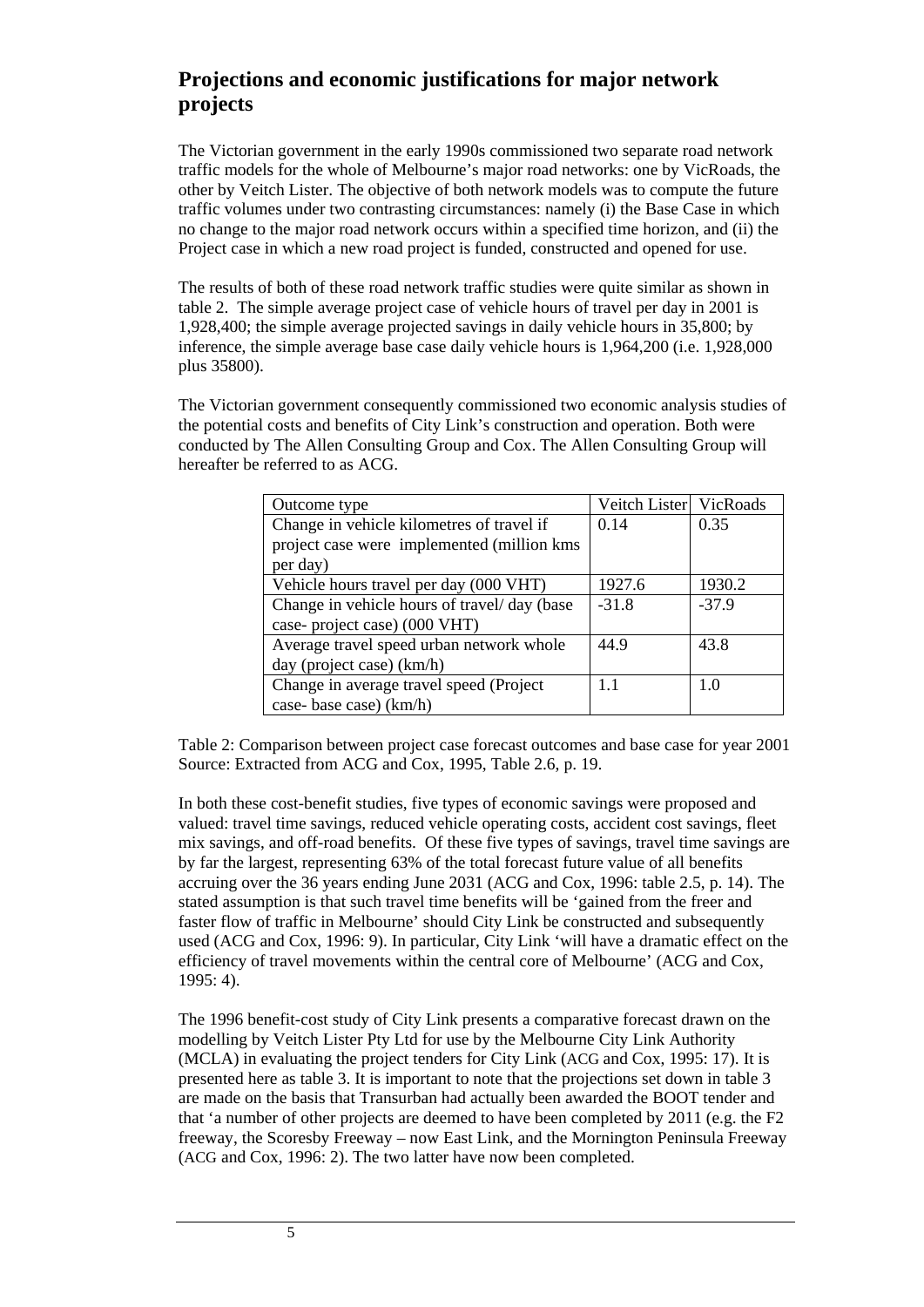## Projections and economic justifications for major network projects

The Victorian government in the early 1990s commissioned two separate road network traffic models for the whole of Melbourne's major road networks: one by VicRoads, the other by Veitch Lister. The objective of both network models was to compute the future traffic volumes under two contrasting circumstances: namely (i) the Base Case in which no change to the major road network occurs within a specified time horizon, and (ii) the Project case in which a new road project is funded, constructed and opened for use.

The results of both of these road network traffic studies were quite similar as shown in table 2. The simple average project case of vehicle hours of travel per day in 2001 is 1,928,400; the simple average projected savings in daily vehicle hours in 35,800; by inference, the simple average base case daily vehicle hours is 1,964,200 (i.e. 1,928,000 plus 35800).

The Victorian government consequently commissioned two economic analysis studies of the potential costs and benefits of City Link's construction and operation. Both were conducted by The Allen Consulting Group and Cox. The Allen Consulting Group will hereafter be referred to as ACG.

| Outcome type | Veitch Lister | VicRoads |
|---|---|---|
| Change in vehicle kilometres of travel if project case were implemented (million kms per day) | 0.14 | 0.35 |
| Vehicle hours travel per day (000 VHT) | 1927.6 | 1930.2 |
| Change in vehicle hours of travel/ day (base case- project case) (000 VHT) | -31.8 | -37.9 |
| Average travel speed urban network whole day (project case) (km/h) | 44.9 | 43.8 |
| Change in average travel speed (Project case- base case) (km/h) | 1.1 | 1.0 |

Table 2: Comparison between project case forecast outcomes and base case for year 2001
Source: Extracted from ACG and Cox, 1995, Table 2.6, p. 19.

In both these cost-benefit studies, five types of economic savings were proposed and valued: travel time savings, reduced vehicle operating costs, accident cost savings, fleet mix savings, and off-road benefits. Of these five types of savings, travel time savings are by far the largest, representing 63% of the total forecast future value of all benefits accruing over the 36 years ending June 2031 (ACG and Cox, 1996: table 2.5, p. 14). The stated assumption is that such travel time benefits will be 'gained from the freer and faster flow of traffic in Melbourne' should City Link be constructed and subsequently used (ACG and Cox, 1996: 9). In particular, City Link 'will have a dramatic effect on the efficiency of travel movements within the central core of Melbourne' (ACG and Cox, 1995: 4).

The 1996 benefit-cost study of City Link presents a comparative forecast drawn on the modelling by Veitch Lister Pty Ltd for use by the Melbourne City Link Authority (MCLA) in evaluating the project tenders for City Link (ACG and Cox, 1995: 17). It is presented here as table 3. It is important to note that the projections set down in table 3 are made on the basis that Transurban had actually been awarded the BOOT tender and that 'a number of other projects are deemed to have been completed by 2011 (e.g. the F2 freeway, the Scoresby Freeway – now East Link, and the Mornington Peninsula Freeway (ACG and Cox, 1996: 2). The two latter have now been completed.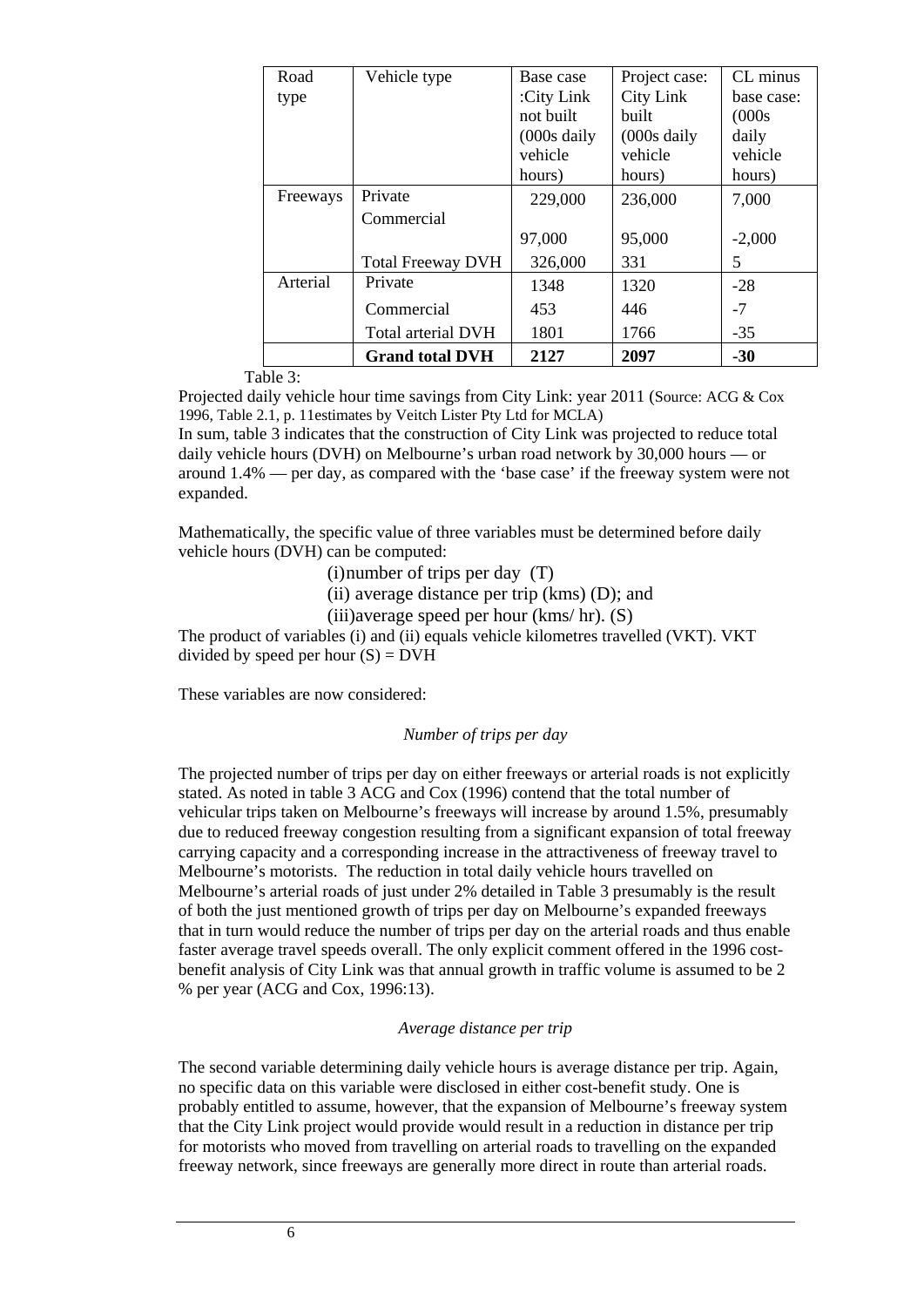| Road type | Vehicle type | Base case :City Link not built (000s daily vehicle hours) | Project case: City Link built (000s daily vehicle hours) | CL minus base case: (000s daily vehicle hours) |
|---|---|---|---|---|
| Freeways | Private | 229,000 | 236,000 | 7,000 |
| | Commercial | 97,000 | 95,000 | -2,000 |
| | Total Freeway DVH | 326,000 | 331 | 5 |
| Arterial | Private | 1348 | 1320 | -28 |
| | Commercial | 453 | 446 | -7 |
| | Total arterial DVH | 1801 | 1766 | -35 |
| | **Grand total DVH** | **2127** | **2097** | **-30** |

Table 3:

Projected daily vehicle hour time savings from City Link: year 2011 (Source: ACG & Cox 1996, Table 2.1, p. 11estimates by Veitch Lister Pty Ltd for MCLA)

In sum, table 3 indicates that the construction of City Link was projected to reduce total daily vehicle hours (DVH) on Melbourne's urban road network by 30,000 hours — or around 1.4% — per day, as compared with the 'base case' if the freeway system were not expanded.

Mathematically, the specific value of three variables must be determined before daily vehicle hours (DVH) can be computed:

(i)number of trips per day (T)

(ii) average distance per trip (kms) (D); and

(iii)average speed per hour (kms/ hr). (S)

The product of variables (i) and (ii) equals vehicle kilometres travelled (VKT). VKT divided by speed per hour (S) = DVH

These variables are now considered:

*Number of trips per day*

The projected number of trips per day on either freeways or arterial roads is not explicitly stated. As noted in table 3 ACG and Cox (1996) contend that the total number of vehicular trips taken on Melbourne's freeways will increase by around 1.5%, presumably due to reduced freeway congestion resulting from a significant expansion of total freeway carrying capacity and a corresponding increase in the attractiveness of freeway travel to Melbourne's motorists. The reduction in total daily vehicle hours travelled on Melbourne's arterial roads of just under 2% detailed in Table 3 presumably is the result of both the just mentioned growth of trips per day on Melbourne's expanded freeways that in turn would reduce the number of trips per day on the arterial roads and thus enable faster average travel speeds overall. The only explicit comment offered in the 1996 cost-benefit analysis of City Link was that annual growth in traffic volume is assumed to be 2 % per year (ACG and Cox, 1996:13).

*Average distance per trip*

The second variable determining daily vehicle hours is average distance per trip. Again, no specific data on this variable were disclosed in either cost-benefit study. One is probably entitled to assume, however, that the expansion of Melbourne's freeway system that the City Link project would provide would result in a reduction in distance per trip for motorists who moved from travelling on arterial roads to travelling on the expanded freeway network, since freeways are generally more direct in route than arterial roads.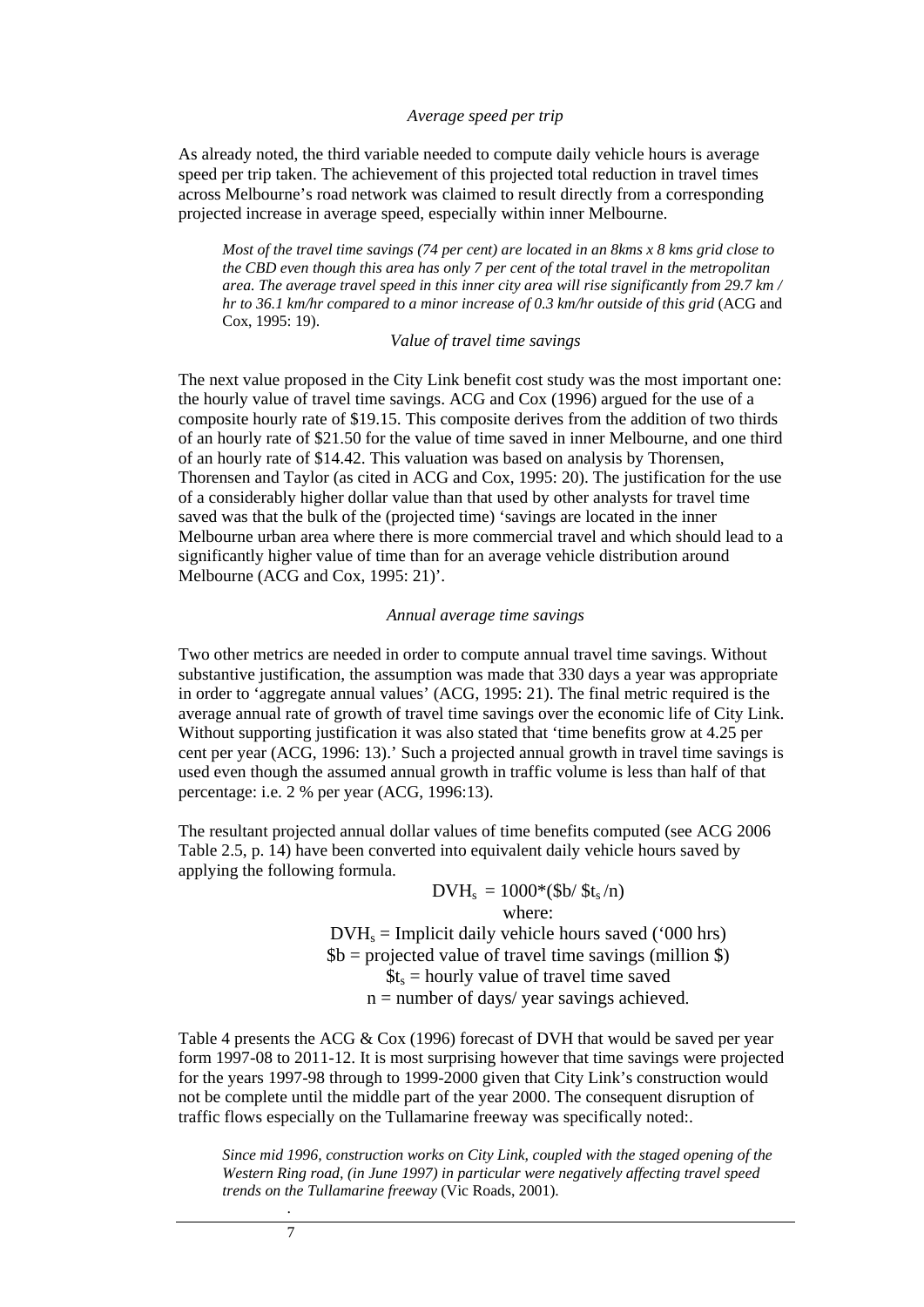*Average speed per trip*

As already noted, the third variable needed to compute daily vehicle hours is average speed per trip taken. The achievement of this projected total reduction in travel times across Melbourne's road network was claimed to result directly from a corresponding projected increase in average speed, especially within inner Melbourne.

> *Most of the travel time savings (74 per cent) are located in an 8kms x 8 kms grid close to the CBD even though this area has only 7 per cent of the total travel in the metropolitan area. The average travel speed in this inner city area will rise significantly from 29.7 km / hr to 36.1 km/hr compared to a minor increase of 0.3 km/hr outside of this grid* (ACG and Cox, 1995: 19).

*Value of travel time savings*

The next value proposed in the City Link benefit cost study was the most important one: the hourly value of travel time savings. ACG and Cox (1996) argued for the use of a composite hourly rate of $19.15. This composite derives from the addition of two thirds of an hourly rate of $21.50 for the value of time saved in inner Melbourne, and one third of an hourly rate of $14.42. This valuation was based on analysis by Thorensen, Thorensen and Taylor (as cited in ACG and Cox, 1995: 20). The justification for the use of a considerably higher dollar value than that used by other analysts for travel time saved was that the bulk of the (projected time) 'savings are located in the inner Melbourne urban area where there is more commercial travel and which should lead to a significantly higher value of time than for an average vehicle distribution around Melbourne (ACG and Cox, 1995: 21)'.

*Annual average time savings*

Two other metrics are needed in order to compute annual travel time savings. Without substantive justification, the assumption was made that 330 days a year was appropriate in order to 'aggregate annual values' (ACG, 1995: 21). The final metric required is the average annual rate of growth of travel time savings over the economic life of City Link. Without supporting justification it was also stated that 'time benefits grow at 4.25 per cent per year (ACG, 1996: 13).' Such a projected annual growth in travel time savings is used even though the assumed annual growth in traffic volume is less than half of that percentage: i.e. 2 % per year (ACG, 1996:13).

The resultant projected annual dollar values of time benefits computed (see ACG 2006 Table 2.5, p. 14) have been converted into equivalent daily vehicle hours saved by applying the following formula.

$$DVH_s = 1000*(\$b/\,\$t_s/n)$$

where:

$DVH_s$ = Implicit daily vehicle hours saved ('000 hrs)

$\$b$ = projected value of travel time savings (million $)

$\$t_s$ = hourly value of travel time saved

n = number of days/ year savings achieved.

Table 4 presents the ACG & Cox (1996) forecast of DVH that would be saved per year form 1997-08 to 2011-12. It is most surprising however that time savings were projected for the years 1997-98 through to 1999-2000 given that City Link's construction would not be complete until the middle part of the year 2000. The consequent disruption of traffic flows especially on the Tullamarine freeway was specifically noted:.

> *Since mid 1996, construction works on City Link, coupled with the staged opening of the Western Ring road, (in June 1997) in particular were negatively affecting travel speed trends on the Tullamarine freeway* (Vic Roads, 2001).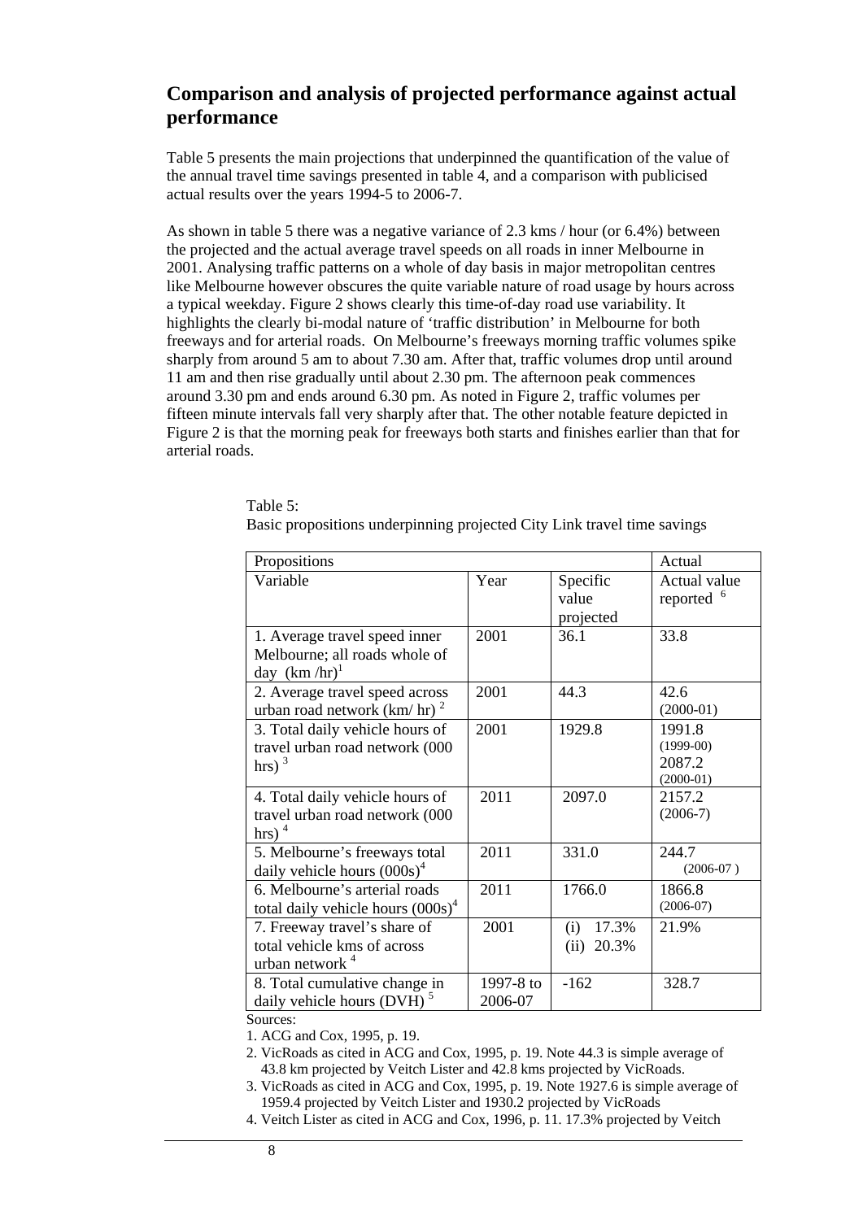## Comparison and analysis of projected performance against actual performance

Table 5 presents the main projections that underpinned the quantification of the value of the annual travel time savings presented in table 4, and a comparison with publicised actual results over the years 1994-5 to 2006-7.

As shown in table 5 there was a negative variance of 2.3 kms / hour (or 6.4%) between the projected and the actual average travel speeds on all roads in inner Melbourne in 2001. Analysing traffic patterns on a whole of day basis in major metropolitan centres like Melbourne however obscures the quite variable nature of road usage by hours across a typical weekday. Figure 2 shows clearly this time-of-day road use variability. It highlights the clearly bi-modal nature of 'traffic distribution' in Melbourne for both freeways and for arterial roads. On Melbourne's freeways morning traffic volumes spike sharply from around 5 am to about 7.30 am. After that, traffic volumes drop until around 11 am and then rise gradually until about 2.30 pm. The afternoon peak commences around 3.30 pm and ends around 6.30 pm. As noted in Figure 2, traffic volumes per fifteen minute intervals fall very sharply after that. The other notable feature depicted in Figure 2 is that the morning peak for freeways both starts and finishes earlier than that for arterial roads.

Table 5:
Basic propositions underpinning projected City Link travel time savings

| Propositions | | | Actual |
|---|---|---|---|
| Variable | Year | Specific value projected | Actual value reported [6] |
| 1. Average travel speed inner Melbourne; all roads whole of day (km /hr)[1] | 2001 | 36.1 | 33.8 |
| 2. Average travel speed across urban road network (km/ hr) [2] | 2001 | 44.3 | 42.6 (2000-01) |
| 3. Total daily vehicle hours of travel urban road network (000 hrs) [3] | 2001 | 1929.8 | 1991.8 (1999-00) 2087.2 (2000-01) |
| 4. Total daily vehicle hours of travel urban road network (000 hrs) [4] | 2011 | 2097.0 | 2157.2 (2006-7) |
| 5. Melbourne's freeways total daily vehicle hours (000s)[4] | 2011 | 331.0 | 244.7 (2006-07 ) |
| 6. Melbourne's arterial roads total daily vehicle hours (000s)[4] | 2011 | 1766.0 | 1866.8 (2006-07) |
| 7. Freeway travel's share of total vehicle kms of across urban network [4] | 2001 | (i) 17.3% (ii) 20.3% | 21.9% |
| 8. Total cumulative change in daily vehicle hours (DVH) [5] | 1997-8 to 2006-07 | -162 | 328.7 |

Sources:

1. ACG and Cox, 1995, p. 19.
2. VicRoads as cited in ACG and Cox, 1995, p. 19. Note 44.3 is simple average of 43.8 km projected by Veitch Lister and 42.8 kms projected by VicRoads.
3. VicRoads as cited in ACG and Cox, 1995, p. 19. Note 1927.6 is simple average of 1959.4 projected by Veitch Lister and 1930.2 projected by VicRoads
4. Veitch Lister as cited in ACG and Cox, 1996, p. 11. 17.3% projected by Veitch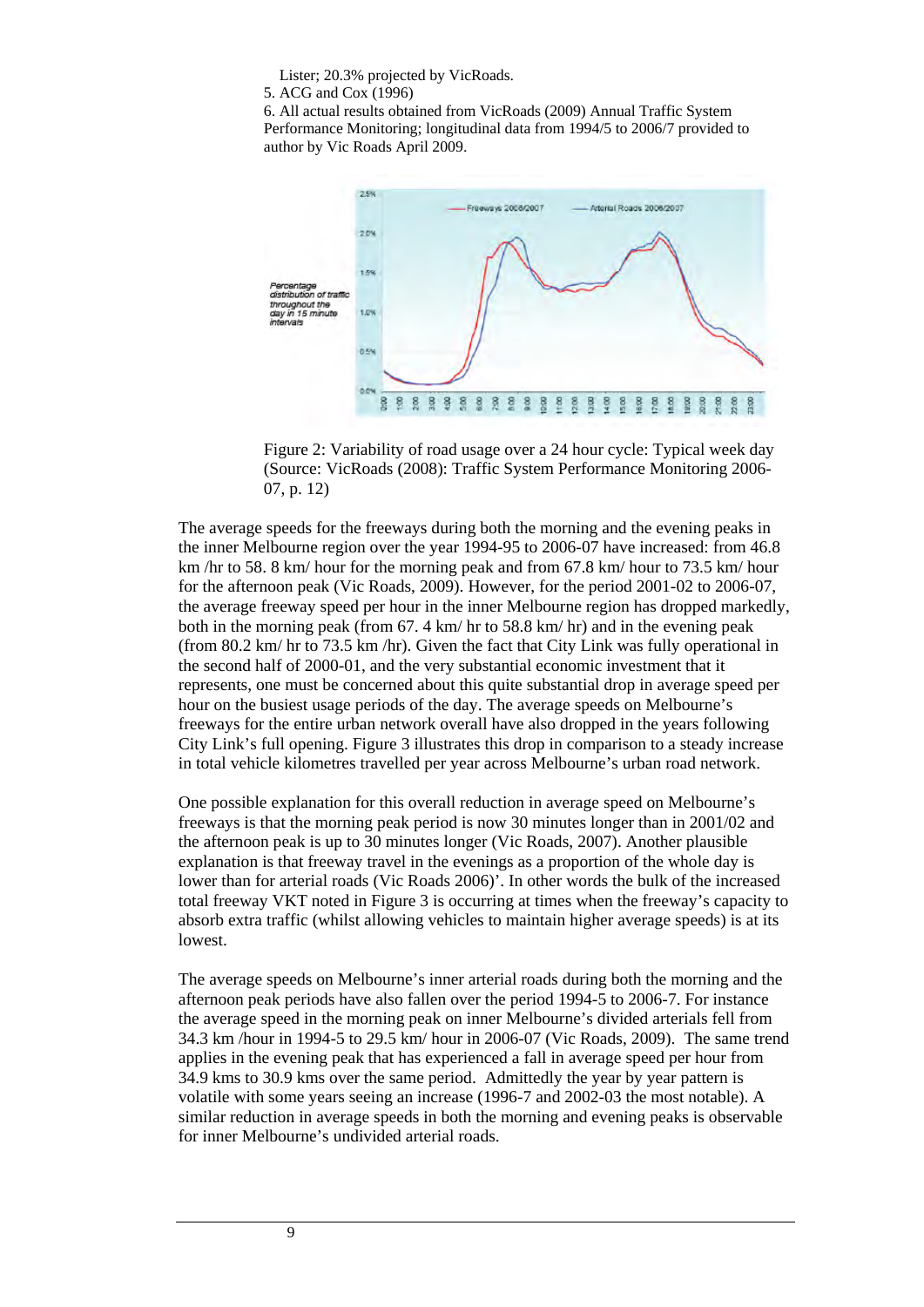Lister; 20.3% projected by VicRoads.

5. ACG and Cox (1996)

6. All actual results obtained from VicRoads (2009) Annual Traffic System Performance Monitoring; longitudinal data from 1994/5 to 2006/7 provided to author by Vic Roads April 2009.

Figure 2: Variability of road usage over a 24 hour cycle: Typical week day (Source: VicRoads (2008): Traffic System Performance Monitoring 2006-07, p. 12)

The average speeds for the freeways during both the morning and the evening peaks in the inner Melbourne region over the year 1994-95 to 2006-07 have increased: from 46.8 km /hr to 58. 8 km/ hour for the morning peak and from 67.8 km/ hour to 73.5 km/ hour for the afternoon peak (Vic Roads, 2009). However, for the period 2001-02 to 2006-07, the average freeway speed per hour in the inner Melbourne region has dropped markedly, both in the morning peak (from 67. 4 km/ hr to 58.8 km/ hr) and in the evening peak (from 80.2 km/ hr to 73.5 km /hr). Given the fact that City Link was fully operational in the second half of 2000-01, and the very substantial economic investment that it represents, one must be concerned about this quite substantial drop in average speed per hour on the busiest usage periods of the day. The average speeds on Melbourne's freeways for the entire urban network overall have also dropped in the years following City Link's full opening. Figure 3 illustrates this drop in comparison to a steady increase in total vehicle kilometres travelled per year across Melbourne's urban road network.

One possible explanation for this overall reduction in average speed on Melbourne's freeways is that the morning peak period is now 30 minutes longer than in 2001/02 and the afternoon peak is up to 30 minutes longer (Vic Roads, 2007). Another plausible explanation is that freeway travel in the evenings as a proportion of the whole day is lower than for arterial roads (Vic Roads 2006)'. In other words the bulk of the increased total freeway VKT noted in Figure 3 is occurring at times when the freeway's capacity to absorb extra traffic (whilst allowing vehicles to maintain higher average speeds) is at its lowest.

The average speeds on Melbourne's inner arterial roads during both the morning and the afternoon peak periods have also fallen over the period 1994-5 to 2006-7. For instance the average speed in the morning peak on inner Melbourne's divided arterials fell from 34.3 km /hour in 1994-5 to 29.5 km/ hour in 2006-07 (Vic Roads, 2009). The same trend applies in the evening peak that has experienced a fall in average speed per hour from 34.9 kms to 30.9 kms over the same period. Admittedly the year by year pattern is volatile with some years seeing an increase (1996-7 and 2002-03 the most notable). A similar reduction in average speeds in both the morning and evening peaks is observable for inner Melbourne's undivided arterial roads.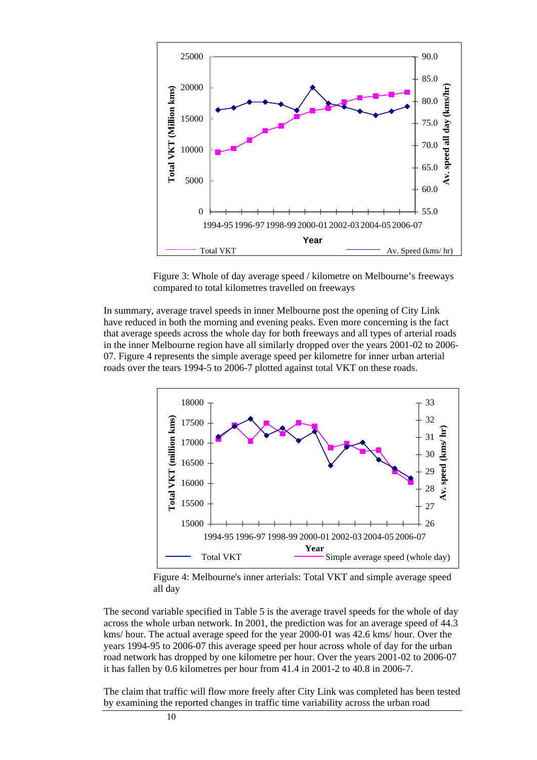Figure 3: Whole of day average speed / kilometre on Melbourne's freeways compared to total kilometres travelled on freeways

In summary, average travel speeds in inner Melbourne post the opening of City Link have reduced in both the morning and evening peaks. Even more concerning is the fact that average speeds across the whole day for both freeways and all types of arterial roads in the inner Melbourne region have all similarly dropped over the years 2001-02 to 2006-07. Figure 4 represents the simple average speed per kilometre for inner urban arterial roads over the tears 1994-5 to 2006-7 plotted against total VKT on these roads.

Figure 4: Melbourne's inner arterials: Total VKT and simple average speed all day

The second variable specified in Table 5 is the average travel speeds for the whole of day across the whole urban network. In 2001, the prediction was for an average speed of 44.3 kms/ hour. The actual average speed for the year 2000-01 was 42.6 kms/ hour. Over the years 1994-95 to 2006-07 this average speed per hour across whole of day for the urban road network has dropped by one kilometre per hour. Over the years 2001-02 to 2006-07 it has fallen by 0.6 kilometres per hour from 41.4 in 2001-2 to 40.8 in 2006-7.

The claim that traffic will flow more freely after City Link was completed has been tested by examining the reported changes in traffic time variability across the urban road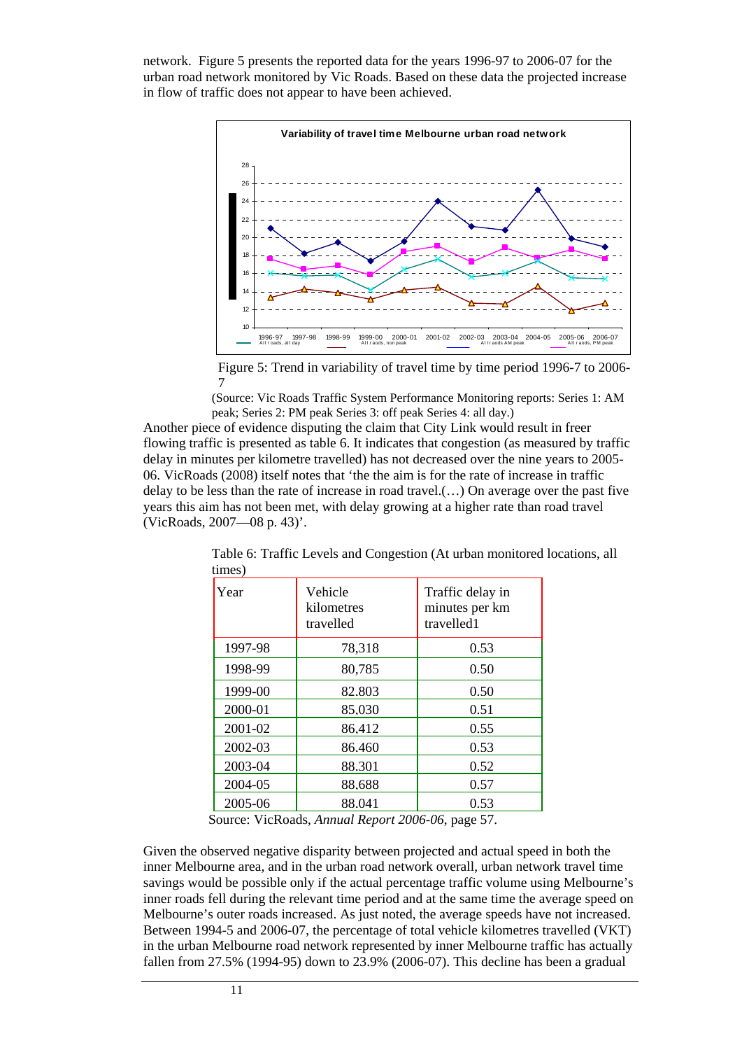network. Figure 5 presents the reported data for the years 1996-97 to 2006-07 for the urban road network monitored by Vic Roads. Based on these data the projected increase in flow of traffic does not appear to have been achieved.

Figure 5: Trend in variability of travel time by time period 1996-7 to 2006-7

(Source: Vic Roads Traffic System Performance Monitoring reports: Series 1: AM peak; Series 2: PM peak Series 3: off peak Series 4: all day.)

Another piece of evidence disputing the claim that City Link would result in freer flowing traffic is presented as table 6. It indicates that congestion (as measured by traffic delay in minutes per kilometre travelled) has not decreased over the nine years to 2005-06. VicRoads (2008) itself notes that 'the the aim is for the rate of increase in traffic delay to be less than the rate of increase in road travel.(…) On average over the past five years this aim has not been met, with delay growing at a higher rate than road travel (VicRoads, 2007—08 p. 43)'.

Table 6: Traffic Levels and Congestion (At urban monitored locations, all times)

| Year | Vehicle kilometres travelled | Traffic delay in minutes per km travelled1 |
|---|---|---|
| 1997-98 | 78,318 | 0.53 |
| 1998-99 | 80,785 | 0.50 |
| 1999-00 | 82.803 | 0.50 |
| 2000-01 | 85.030 | 0.51 |
| 2001-02 | 86.412 | 0.55 |
| 2002-03 | 86.460 | 0.53 |
| 2003-04 | 88.301 | 0.52 |
| 2004-05 | 88.688 | 0.57 |
| 2005-06 | 88.041 | 0.53 |

Source: VicRoads, *Annual Report 2006-06*, page 57.

Given the observed negative disparity between projected and actual speed in both the inner Melbourne area, and in the urban road network overall, urban network travel time savings would be possible only if the actual percentage traffic volume using Melbourne's inner roads fell during the relevant time period and at the same time the average speed on Melbourne's outer roads increased. As just noted, the average speeds have not increased. Between 1994-5 and 2006-07, the percentage of total vehicle kilometres travelled (VKT) in the urban Melbourne road network represented by inner Melbourne traffic has actually fallen from 27.5% (1994-95) down to 23.9% (2006-07). This decline has been a gradual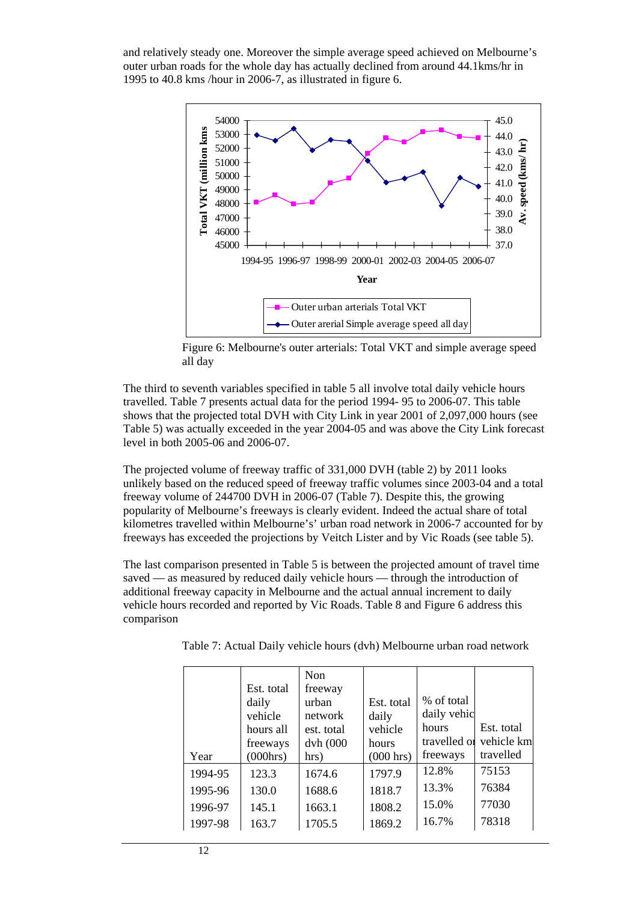and relatively steady one. Moreover the simple average speed achieved on Melbourne's outer urban roads for the whole day has actually declined from around 44.1kms/hr in 1995 to 40.8 kms /hour in 2006-7, as illustrated in figure 6.

Figure 6: Melbourne's outer arterials: Total VKT and simple average speed all day

The third to seventh variables specified in table 5 all involve total daily vehicle hours travelled. Table 7 presents actual data for the period 1994- 95 to 2006-07. This table shows that the projected total DVH with City Link in year 2001 of 2,097,000 hours (see Table 5) was actually exceeded in the year 2004-05 and was above the City Link forecast level in both 2005-06 and 2006-07.

The projected volume of freeway traffic of 331,000 DVH (table 2) by 2011 looks unlikely based on the reduced speed of freeway traffic volumes since 2003-04 and a total freeway volume of 244700 DVH in 2006-07 (Table 7). Despite this, the growing popularity of Melbourne's freeways is clearly evident. Indeed the actual share of total kilometres travelled within Melbourne's' urban road network in 2006-7 accounted for by freeways has exceeded the projections by Veitch Lister and by Vic Roads (see table 5).

The last comparison presented in Table 5 is between the projected amount of travel time saved — as measured by reduced daily vehicle hours — through the introduction of additional freeway capacity in Melbourne and the actual annual increment to daily vehicle hours recorded and reported by Vic Roads. Table 8 and Figure 6 address this comparison

Table 7: Actual Daily vehicle hours (dvh) Melbourne urban road network

| Year | Est. total daily vehicle hours all freeways (000hrs) | Non freeway urban network est. total dvh (000 hrs) | Est. total daily vehicle hours (000 hrs) | % of total daily vehic hours travelled oı freeways | Est. total vehicle km travelled |
|---|---|---|---|---|---|
| 1994-95 | 123.3 | 1674.6 | 1797.9 | 12.8% | 75153 |
| 1995-96 | 130.0 | 1688.6 | 1818.7 | 13.3% | 76384 |
| 1996-97 | 145.1 | 1663.1 | 1808.2 | 15.0% | 77030 |
| 1997-98 | 163.7 | 1705.5 | 1869.2 | 16.7% | 78318 |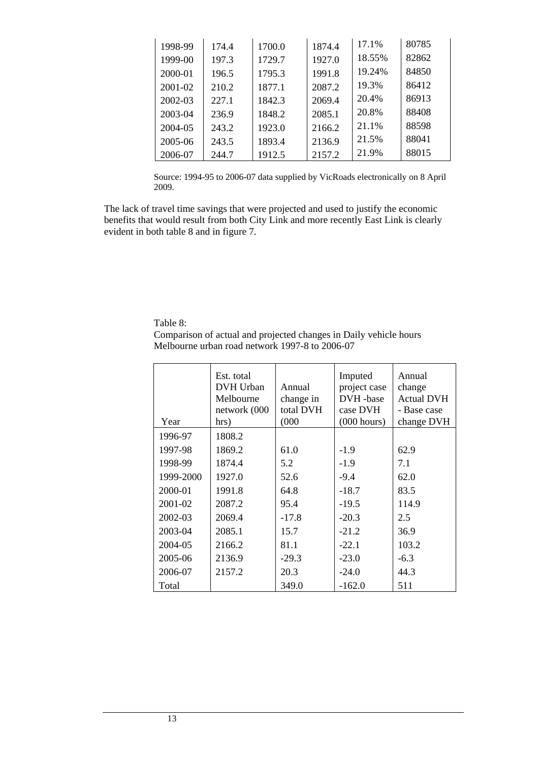| | | | | | |
|---|---|---|---|---|---|
| 1998-99 | 174.4 | 1700.0 | 1874.4 | 17.1% | 80785 |
| 1999-00 | 197.3 | 1729.7 | 1927.0 | 18.55% | 82862 |
| 2000-01 | 196.5 | 1795.3 | 1991.8 | 19.24% | 84850 |
| 2001-02 | 210.2 | 1877.1 | 2087.2 | 19.3% | 86412 |
| 2002-03 | 227.1 | 1842.3 | 2069.4 | 20.4% | 86913 |
| 2003-04 | 236.9 | 1848.2 | 2085.1 | 20.8% | 88408 |
| 2004-05 | 243.2 | 1923.0 | 2166.2 | 21.1% | 88598 |
| 2005-06 | 243.5 | 1893.4 | 2136.9 | 21.5% | 88041 |
| 2006-07 | 244.7 | 1912.5 | 2157.2 | 21.9% | 88015 |

Source: 1994-95 to 2006-07 data supplied by VicRoads electronically on 8 April 2009.

The lack of travel time savings that were projected and used to justify the economic benefits that would result from both City Link and more recently East Link is clearly evident in both table 8 and in figure 7.

Table 8:
Comparison of actual and projected changes in Daily vehicle hours Melbourne urban road network 1997-8 to 2006-07

| Year | Est. total DVH Urban Melbourne network (000 hrs) | Annual change in total DVH (000 | Imputed project case DVH -base case DVH (000 hours) | Annual change Actual DVH - Base case change DVH |
|---|---|---|---|---|
| 1996-97 | 1808.2 | | | |
| 1997-98 | 1869.2 | 61.0 | -1.9 | 62.9 |
| 1998-99 | 1874.4 | 5.2 | -1.9 | 7.1 |
| 1999-2000 | 1927.0 | 52.6 | -9.4 | 62.0 |
| 2000-01 | 1991.8 | 64.8 | -18.7 | 83.5 |
| 2001-02 | 2087.2 | 95.4 | -19.5 | 114.9 |
| 2002-03 | 2069.4 | -17.8 | -20.3 | 2.5 |
| 2003-04 | 2085.1 | 15.7 | -21.2 | 36.9 |
| 2004-05 | 2166.2 | 81.1 | -22.1 | 103.2 |
| 2005-06 | 2136.9 | -29.3 | -23.0 | -6.3 |
| 2006-07 | 2157.2 | 20.3 | -24.0 | 44.3 |
| Total | | 349.0 | -162.0 | 511 |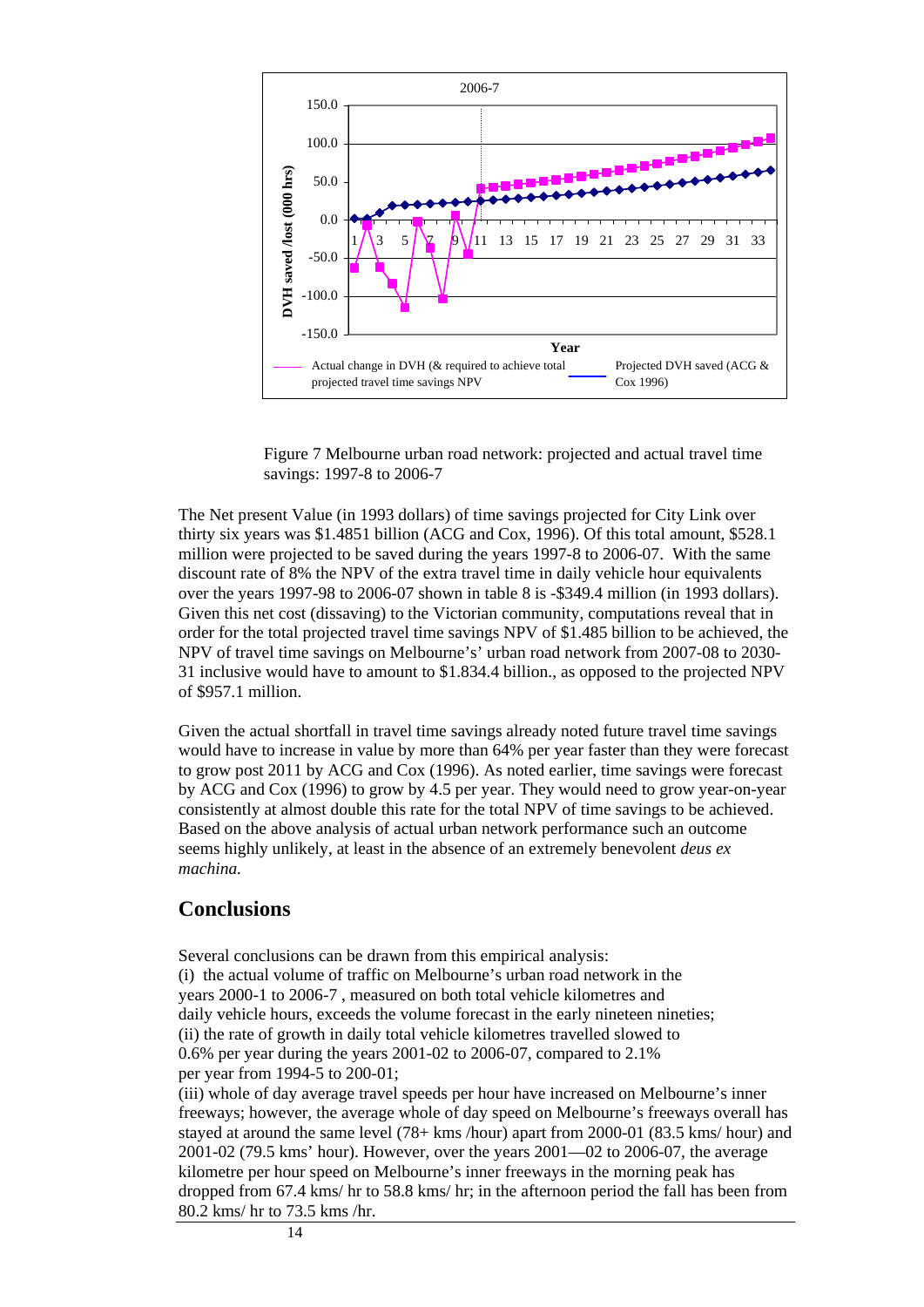Figure 7 Melbourne urban road network: projected and actual travel time savings: 1997-8 to 2006-7

The Net present Value (in 1993 dollars) of time savings projected for City Link over thirty six years was $1.4851 billion (ACG and Cox, 1996). Of this total amount, $528.1 million were projected to be saved during the years 1997-8 to 2006-07. With the same discount rate of 8% the NPV of the extra travel time in daily vehicle hour equivalents over the years 1997-98 to 2006-07 shown in table 8 is -$349.4 million (in 1993 dollars). Given this net cost (dissaving) to the Victorian community, computations reveal that in order for the total projected travel time savings NPV of $1.485 billion to be achieved, the NPV of travel time savings on Melbourne's' urban road network from 2007-08 to 2030-31 inclusive would have to amount to $1.834.4 billion., as opposed to the projected NPV of $957.1 million.

Given the actual shortfall in travel time savings already noted future travel time savings would have to increase in value by more than 64% per year faster than they were forecast to grow post 2011 by ACG and Cox (1996). As noted earlier, time savings were forecast by ACG and Cox (1996) to grow by 4.5 per year. They would need to grow year-on-year consistently at almost double this rate for the total NPV of time savings to be achieved. Based on the above analysis of actual urban network performance such an outcome seems highly unlikely, at least in the absence of an extremely benevolent *deus ex machina.*

## Conclusions

Several conclusions can be drawn from this empirical analysis:

(i) the actual volume of traffic on Melbourne's urban road network in the years 2000-1 to 2006-7 , measured on both total vehicle kilometres and daily vehicle hours, exceeds the volume forecast in the early nineteen nineties;

(ii) the rate of growth in daily total vehicle kilometres travelled slowed to 0.6% per year during the years 2001-02 to 2006-07, compared to 2.1% per year from 1994-5 to 200-01;

(iii) whole of day average travel speeds per hour have increased on Melbourne's inner freeways; however, the average whole of day speed on Melbourne's freeways overall has stayed at around the same level (78+ kms /hour) apart from 2000-01 (83.5 kms/ hour) and 2001-02 (79.5 kms' hour). However, over the years 2001—02 to 2006-07, the average kilometre per hour speed on Melbourne's inner freeways in the morning peak has dropped from 67.4 kms/ hr to 58.8 kms/ hr; in the afternoon period the fall has been from 80.2 kms/ hr to 73.5 kms /hr.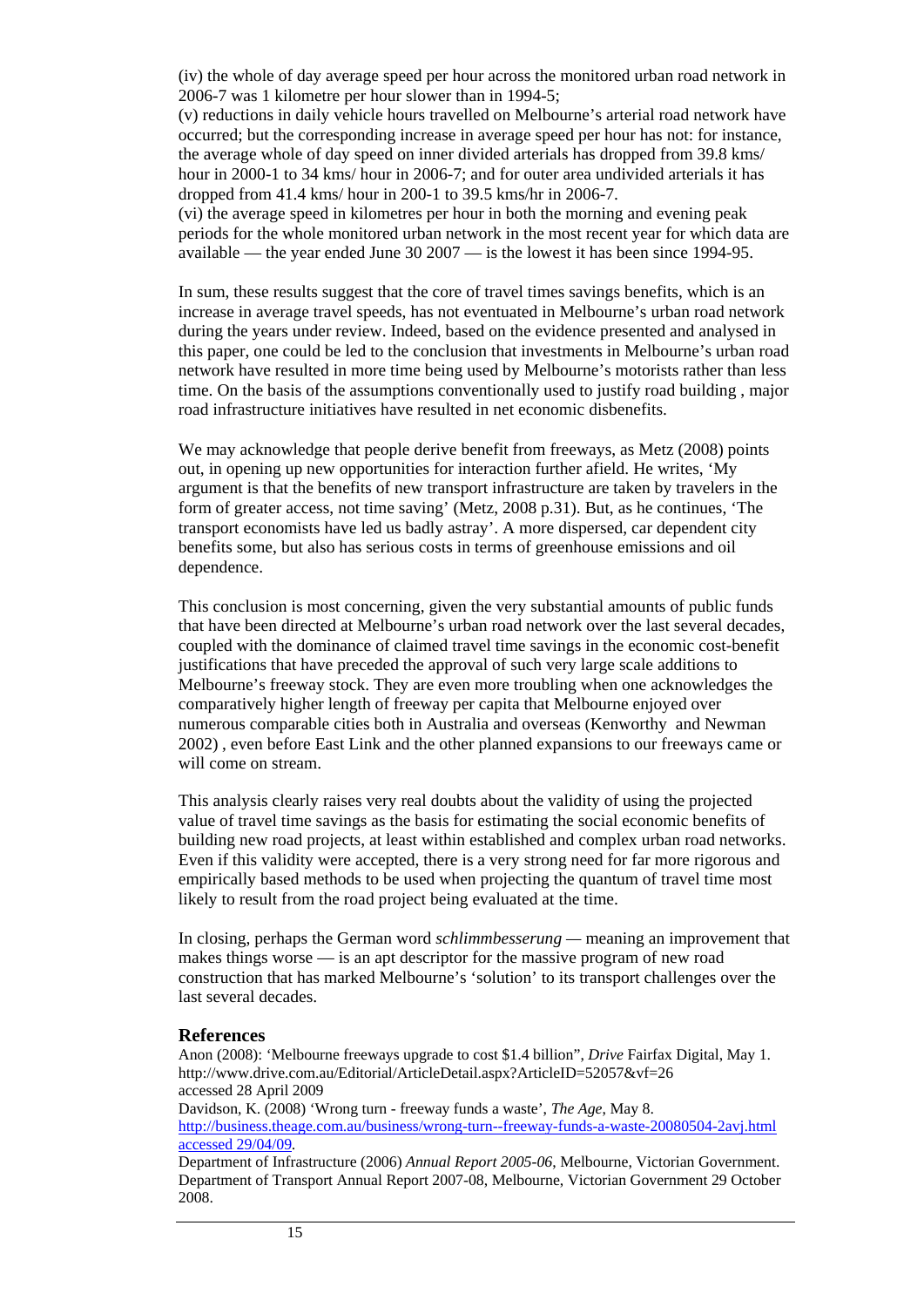(iv) the whole of day average speed per hour across the monitored urban road network in 2006-7 was 1 kilometre per hour slower than in 1994-5;

(v) reductions in daily vehicle hours travelled on Melbourne's arterial road network have occurred; but the corresponding increase in average speed per hour has not: for instance, the average whole of day speed on inner divided arterials has dropped from 39.8 kms/ hour in 2000-1 to 34 kms/ hour in 2006-7; and for outer area undivided arterials it has dropped from 41.4 kms/ hour in 200-1 to 39.5 kms/hr in 2006-7.

(vi) the average speed in kilometres per hour in both the morning and evening peak periods for the whole monitored urban network in the most recent year for which data are available — the year ended June 30 2007 — is the lowest it has been since 1994-95.

In sum, these results suggest that the core of travel times savings benefits, which is an increase in average travel speeds, has not eventuated in Melbourne's urban road network during the years under review. Indeed, based on the evidence presented and analysed in this paper, one could be led to the conclusion that investments in Melbourne's urban road network have resulted in more time being used by Melbourne's motorists rather than less time. On the basis of the assumptions conventionally used to justify road building , major road infrastructure initiatives have resulted in net economic disbenefits.

We may acknowledge that people derive benefit from freeways, as Metz (2008) points out, in opening up new opportunities for interaction further afield. He writes, 'My argument is that the benefits of new transport infrastructure are taken by travelers in the form of greater access, not time saving' (Metz, 2008 p.31). But, as he continues, 'The transport economists have led us badly astray'. A more dispersed, car dependent city benefits some, but also has serious costs in terms of greenhouse emissions and oil dependence.

This conclusion is most concerning, given the very substantial amounts of public funds that have been directed at Melbourne's urban road network over the last several decades, coupled with the dominance of claimed travel time savings in the economic cost-benefit justifications that have preceded the approval of such very large scale additions to Melbourne's freeway stock. They are even more troubling when one acknowledges the comparatively higher length of freeway per capita that Melbourne enjoyed over numerous comparable cities both in Australia and overseas (Kenworthy and Newman 2002) , even before East Link and the other planned expansions to our freeways came or will come on stream.

This analysis clearly raises very real doubts about the validity of using the projected value of travel time savings as the basis for estimating the social economic benefits of building new road projects, at least within established and complex urban road networks. Even if this validity were accepted, there is a very strong need for far more rigorous and empirically based methods to be used when projecting the quantum of travel time most likely to result from the road project being evaluated at the time.

In closing, perhaps the German word *schlimmbesserung* — meaning an improvement that makes things worse — is an apt descriptor for the massive program of new road construction that has marked Melbourne's 'solution' to its transport challenges over the last several decades.

## References

Anon (2008): 'Melbourne freeways upgrade to cost $1.4 billion", *Drive* Fairfax Digital, May 1. http://www.drive.com.au/Editorial/ArticleDetail.aspx?ArticleID=52057&vf=26 accessed 28 April 2009

Davidson, K. (2008) 'Wrong turn - freeway funds a waste', *The Age*, May 8. http://business.theage.com.au/business/wrong-turn--freeway-funds-a-waste-20080504-2avj.html accessed 29/04/09.

Department of Infrastructure (2006) *Annual Report 2005-06*, Melbourne, Victorian Government.

Department of Transport Annual Report 2007-08, Melbourne, Victorian Government 29 October 2008.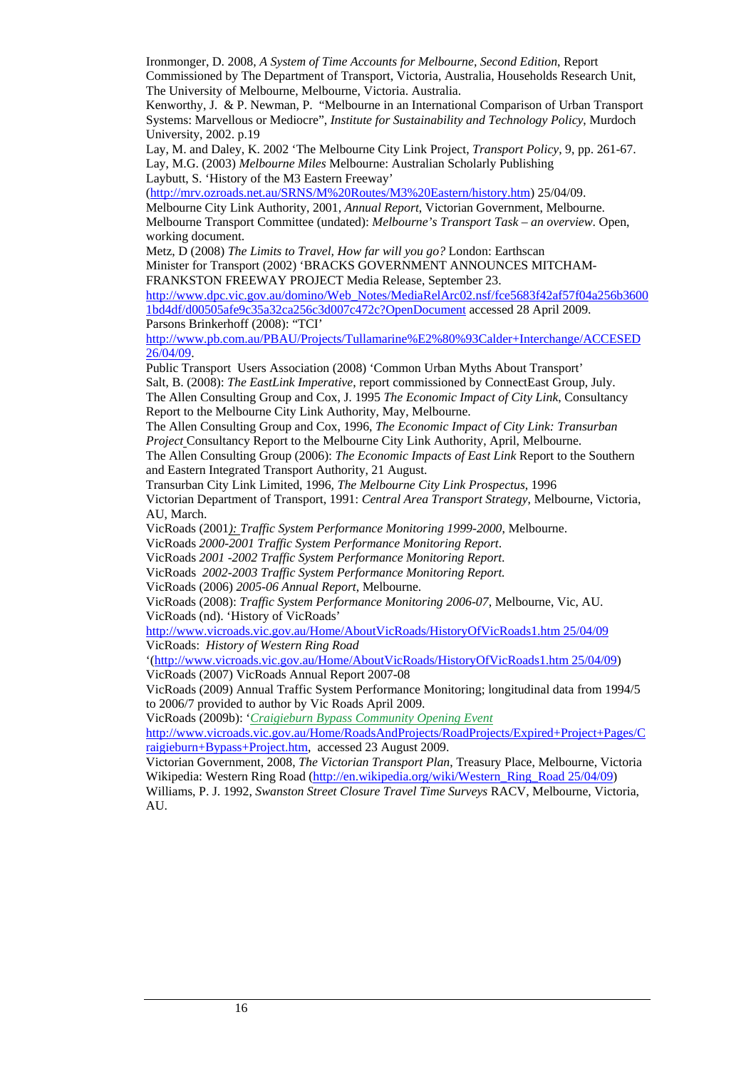Ironmonger, D. 2008, *A System of Time Accounts for Melbourne, Second Edition*, Report Commissioned by The Department of Transport, Victoria, Australia, Households Research Unit, The University of Melbourne, Melbourne, Victoria. Australia.

Kenworthy, J. & P. Newman, P. "Melbourne in an International Comparison of Urban Transport Systems: Marvellous or Mediocre", *Institute for Sustainability and Technology Policy*, Murdoch University, 2002. p.19

Lay, M. and Daley, K. 2002 'The Melbourne City Link Project, *Transport Policy*, 9, pp. 261-67.

Lay, M.G. (2003) *Melbourne Miles* Melbourne: Australian Scholarly Publishing

Laybutt, S. 'History of the M3 Eastern Freeway' (http://mrv.ozroads.net.au/SRNS/M%20Routes/M3%20Eastern/history.htm) 25/04/09.

Melbourne City Link Authority, 2001, *Annual Report*, Victorian Government, Melbourne.

Melbourne Transport Committee (undated): *Melbourne's Transport Task – an overview*. Open, working document.

Metz, D (2008) *The Limits to Travel, How far will you go?* London: Earthscan

Minister for Transport (2002) 'BRACKS GOVERNMENT ANNOUNCES MITCHAM-FRANKSTON FREEWAY PROJECT Media Release, September 23. http://www.dpc.vic.gov.au/domino/Web_Notes/MediaRelArc02.nsf/fce5683f42af57f04a256b36001bd4df/d00505afe9c35a32ca256c3d007c472c?OpenDocument accessed 28 April 2009.

Parsons Brinkerhoff (2008): "TCI' http://www.pb.com.au/PBAU/Projects/Tullamarine%E2%80%93Calder+Interchange/ACCESED 26/04/09.

Public Transport Users Association (2008) 'Common Urban Myths About Transport'

Salt, B. (2008): *The EastLink Imperative*, report commissioned by ConnectEast Group, July.

The Allen Consulting Group and Cox, J. 1995 *The Economic Impact of City Link*, Consultancy Report to the Melbourne City Link Authority, May, Melbourne.

The Allen Consulting Group and Cox, 1996, *The Economic Impact of City Link: Transurban Project* Consultancy Report to the Melbourne City Link Authority, April, Melbourne.

The Allen Consulting Group (2006): *The Economic Impacts of East Link* Report to the Southern and Eastern Integrated Transport Authority, 21 August.

Transurban City Link Limited, 1996, *The Melbourne City Link Prospectus*, 1996

Victorian Department of Transport, 1991: *Central Area Transport Strategy*, Melbourne, Victoria, AU, March.

VicRoads (2001): *Traffic System Performance Monitoring 1999-2000*, Melbourne.

VicRoads *2000-2001 Traffic System Performance Monitoring Report*.

VicRoads *2001 -2002 Traffic System Performance Monitoring Report*.

VicRoads *2002-2003 Traffic System Performance Monitoring Report.*

VicRoads (2006) *2005-06 Annual Report*, Melbourne.

VicRoads (2008): *Traffic System Performance Monitoring 2006-07*, Melbourne, Vic, AU.

VicRoads (nd). 'History of VicRoads' http://www.vicroads.vic.gov.au/Home/AboutVicRoads/HistoryOfVicRoads1.htm 25/04/09

VicRoads: *History of Western Ring Road* '(http://www.vicroads.vic.gov.au/Home/AboutVicRoads/HistoryOfVicRoads1.htm 25/04/09)

VicRoads (2007) VicRoads Annual Report 2007-08

VicRoads (2009) Annual Traffic System Performance Monitoring; longitudinal data from 1994/5 to 2006/7 provided to author by Vic Roads April 2009.

VicRoads (2009b): '*Craigieburn Bypass Community Opening Event* http://www.vicroads.vic.gov.au/Home/RoadsAndProjects/RoadProjects/Expired+Project+Pages/Craigieburn+Bypass+Project.htm, accessed 23 August 2009.

Victorian Government, 2008, *The Victorian Transport Plan*, Treasury Place, Melbourne, Victoria

Wikipedia: Western Ring Road (http://en.wikipedia.org/wiki/Western_Ring_Road 25/04/09)

Williams, P. J. 1992, *Swanston Street Closure Travel Time Surveys* RACV, Melbourne, Victoria, AU.